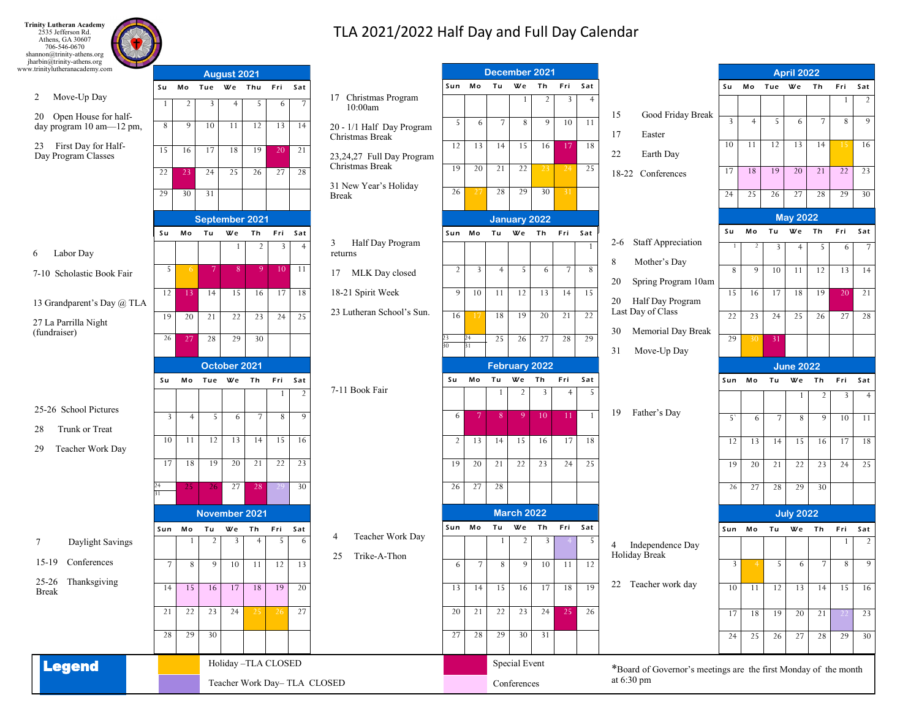**Trinity Lutheran Academy**
2535 Jefferson Rd.
Athens, GA 30607
706-546-0670
shannon@trinity-athens.org
jharbin@trinity-athens.org
www.trinitylutheranacademy.com

# TLA 2021/2022 Half Day and Full Day Calendar

## August 2021

| Su | Mo | Tue | We | Thu | Fri | Sat |
|---|---|---|---|---|---|---|
| 1 | 2 | 3 | 4 | 5 | 6 | 7 |
| 8 | 9 | 10 | 11 | 12 | 13 | 14 |
| 15 | 16 | 17 | 18 | 19 | 20 | 21 |
| 22 | 23 | 24 | 25 | 26 | 27 | 28 |
| 29 | 30 | 31 | | | | |

2 Move-Up Day

20 Open House for half-day program 10 am—12 pm,

23 First Day for Half-Day Program Classes

## September 2021

| Su | Mo | Tu | We | Th | Fri | Sat |
|---|---|---|---|---|---|---|
| | | | 1 | 2 | 3 | 4 |
| 5 | 6 | 7 | 8 | 9 | 10 | 11 |
| 12 | 13 | 14 | 15 | 16 | 17 | 18 |
| 19 | 20 | 21 | 22 | 23 | 24 | 25 |
| 26 | 27 | 28 | 29 | 30 | | |

6 Labor Day

7-10 Scholastic Book Fair

13 Grandparent's Day @ TLA

27 La Parrilla Night (fundraiser)

## October 2021

| Su | Mo | Tue | We | Th | Fri | Sat |
|---|---|---|---|---|---|---|
| | | | | | 1 | 2 |
| 3 | 4 | 5 | 6 | 7 | 8 | 9 |
| 10 | 11 | 12 | 13 | 14 | 15 | 16 |
| 17 | 18 | 19 | 20 | 21 | 22 | 23 |
| 24/31 | 25 | 26 | 27 | 28 | 29 | 30 |

25-26 School Pictures

28 Trunk or Treat

29 Teacher Work Day

## November 2021

| Sun | Mo | Tu | We | Th | Fri | Sat |
|---|---|---|---|---|---|---|
| | 1 | 2 | 3 | 4 | 5 | 6 |
| 7 | 8 | 9 | 10 | 11 | 12 | 13 |
| 14 | 15 | 16 | 17 | 18 | 19 | 20 |
| 21 | 22 | 23 | 24 | 25 | 26 | 27 |
| 28 | 29 | 30 | | | | |

7 Daylight Savings

15-19 Conferences

25-26 Thanksgiving Break

## December 2021

| Sun | Mo | Tu | We | Th | Fri | Sat |
|---|---|---|---|---|---|---|
| | | | 1 | 2 | 3 | 4 |
| 5 | 6 | 7 | 8 | 9 | 10 | 11 |
| 12 | 13 | 14 | 15 | 16 | 17 | 18 |
| 19 | 20 | 21 | 22 | 23 | 24 | 25 |
| 26 | 27 | 28 | 29 | 30 | 31 | |

17 Christmas Program 10:00am

20 - 1/1 Half Day Program Christmas Break

23,24,27 Full Day Program Christmas Break

31 New Year's Holiday Break

## January 2022

| Sun | Mo | Tu | We | Th | Fri | Sat |
|---|---|---|---|---|---|---|
| | | | | | | 1 |
| 2 | 3 | 4 | 5 | 6 | 7 | 8 |
| 9 | 10 | 11 | 12 | 13 | 14 | 15 |
| 16 | 17 | 18 | 19 | 20 | 21 | 22 |
| 23/30 | 24/31 | 25 | 26 | 27 | 28 | 29 |

3 Half Day Program returns

17 MLK Day closed

18-21 Spirit Week

23 Lutheran School's Sun.

## February 2022

| Su | Mo | Tu | We | Th | Fri | Sat |
|---|---|---|---|---|---|---|
| | | 1 | 2 | 3 | 4 | 5 |
| 6 | 7 | 8 | 9 | 10 | 11 | 1 |
| 2 | 13 | 14 | 15 | 16 | 17 | 18 |
| 19 | 20 | 21 | 22 | 23 | 24 | 25 |
| 26 | 27 | 28 | | | | |

7-11 Book Fair

## March 2022

| Sun | Mo | Tu | We | Th | Fri | Sat |
|---|---|---|---|---|---|---|
| | | 1 | 2 | 3 | 4 | 5 |
| 6 | 7 | 8 | 9 | 10 | 11 | 12 |
| 13 | 14 | 15 | 16 | 17 | 18 | 19 |
| 20 | 21 | 22 | 23 | 24 | 25 | 26 |
| 27 | 28 | 29 | 30 | 31 | | |

4 Teacher Work Day

25 Trike-A-Thon

## April 2022

| Su | Mo | Tue | We | Th | Fri | Sat |
|---|---|---|---|---|---|---|
| | | | | | 1 | 2 |
| 3 | 4 | 5 | 6 | 7 | 8 | 9 |
| 10 | 11 | 12 | 13 | 14 | 15 | 16 |
| 17 | 18 | 19 | 20 | 21 | 22 | 23 |
| 24 | 25 | 26 | 27 | 28 | 29 | 30 |

15 Good Friday Break

17 Easter

22 Earth Day

18-22 Conferences

## May 2022

| Su | Mo | Tu | We | Th | Fri | Sat |
|---|---|---|---|---|---|---|
| 1 | 2 | 3 | 4 | 5 | 6 | 7 |
| 8 | 9 | 10 | 11 | 12 | 13 | 14 |
| 15 | 16 | 17 | 18 | 19 | 20 | 21 |
| 22 | 23 | 24 | 25 | 26 | 27 | 28 |
| 29 | 30 | 31 | | | | |

2-6 Staff Appreciation

8 Mother's Day

20 Spring Program 10am

20 Half Day Program Last Day of Class

30 Memorial Day Break

31 Move-Up Day

## June 2022

| Sun | Mo | Tu | We | Th | Fri | Sat |
|---|---|---|---|---|---|---|
| | | | 1 | 2 | 3 | 4 |
| 5` | 6 | 7 | 8 | 9 | 10 | 11 |
| 12 | 13 | 14 | 15 | 16 | 17 | 18 |
| 19 | 20 | 21 | 22 | 23 | 24 | 25 |
| 26 | 27 | 28 | 29 | 30 | | |

19 Father's Day

## July 2022

| Sun | Mo | Tu | We | Th | Fri | Sat |
|---|---|---|---|---|---|---|
| | | | | | 1 | 2 |
| 3 | 4 | 5 | 6 | 7 | 8 | 9 |
| 10 | 11 | 12 | 13 | 14 | 15 | 16 |
| 17 | 18 | 19 | 20 | 21 | 22 | 23 |
| 24 | 25 | 26 | 27 | 28 | 29 | 30 |

4 Independence Day Holiday Break

22 Teacher work day

## Legend

- Holiday –TLA CLOSED
- Teacher Work Day– TLA CLOSED
- Special Event
- Conferences

*Board of Governor's meetings are the first Monday of the month at 6:30 pm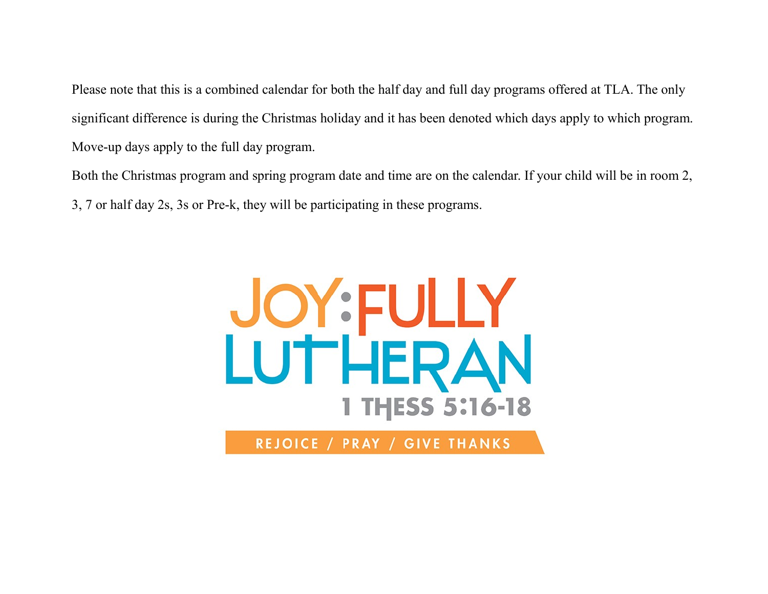Please note that this is a combined calendar for both the half day and full day programs offered at TLA. The only significant difference is during the Christmas holiday and it has been denoted which days apply to which program. Move-up days apply to the full day program.

Both the Christmas program and spring program date and time are on the calendar. If your child will be in room 2, 3, 7 or half day 2s, 3s or Pre-k, they will be participating in these programs.

JOY:FULLY LUTHERAN

1 THESS 5:16-18

REJOICE / PRAY / GIVE THANKS